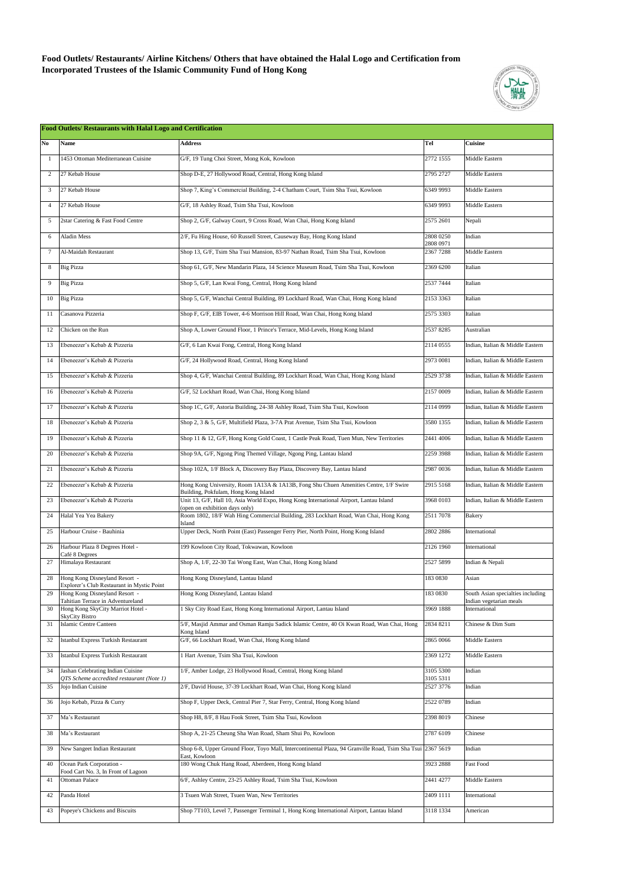# Food Outlets/ Restaurants/ Airline Kitchens/ Others that have obtained the Halal Logo and Certification from Incorporated Trustees of the Islamic Community Fund of Hong Kong

## Food Outlets/ Restaurants with Halal Logo and Certification

| No | Name | Address | Tel | Cuisine |
|---|---|---|---|---|
| 1 | 1453 Ottoman Mediterranean Cuisine | G/F, 19 Tung Choi Street, Mong Kok, Kowloon | 2772 1555 | Middle Eastern |
| 2 | 27 Kebab House | Shop D-E, 27 Hollywood Road, Central, Hong Kong Island | 2795 2727 | Middle Eastern |
| 3 | 27 Kebab House | Shop 7, King's Commercial Building, 2-4 Chatham Court, Tsim Sha Tsui, Kowloon | 6349 9993 | Middle Eastern |
| 4 | 27 Kebab House | G/F, 18 Ashley Road, Tsim Sha Tsui, Kowloon | 6349 9993 | Middle Eastern |
| 5 | 2star Catering & Fast Food Centre | Shop 2, G/F, Galway Court, 9 Cross Road, Wan Chai, Hong Kong Island | 2575 2601 | Nepali |
| 6 | Aladin Mess | 2/F, Fu Hing House, 60 Russell Street, Causeway Bay, Hong Kong Island | 2808 0250 2808 0971 | Indian |
| 7 | Al-Maidah Restaurant | Shop 13, G/F, Tsim Sha Tsui Mansion, 83-97 Nathan Road, Tsim Sha Tsui, Kowloon | 2367 7288 | Middle Eastern |
| 8 | Big Pizza | Shop 61, G/F, New Mandarin Plaza, 14 Science Museum Road, Tsim Sha Tsui, Kowloon | 2369 6200 | Italian |
| 9 | Big Pizza | Shop 5, G/F, Lan Kwai Fong, Central, Hong Kong Island | 2537 7444 | Italian |
| 10 | Big Pizza | Shop 5, G/F, Wanchai Central Building, 89 Lockhard Road, Wan Chai, Hong Kong Island | 2153 3363 | Italian |
| 11 | Casanova Pizzeria | Shop F, G/F, EIB Tower, 4-6 Morrison Hill Road, Wan Chai, Hong Kong Island | 2575 3303 | Italian |
| 12 | Chicken on the Run | Shop A, Lower Ground Floor, 1 Prince's Terrace, Mid-Levels, Hong Kong Island | 2537 8285 | Australian |
| 13 | Ebeneezer's Kebab & Pizzeria | G/F, 6 Lan Kwai Fong, Central, Hong Kong Island | 2114 0555 | Indian, Italian & Middle Eastern |
| 14 | Ebeneezer's Kebab & Pizzeria | G/F, 24 Hollywood Road, Central, Hong Kong Island | 2973 0081 | Indian, Italian & Middle Eastern |
| 15 | Ebeneezer's Kebab & Pizzeria | Shop 4, G/F, Wanchai Central Building, 89 Lockhart Road, Wan Chai, Hong Kong Island | 2529 3738 | Indian, Italian & Middle Eastern |
| 16 | Ebeneezer's Kebab & Pizzeria | G/F, 52 Lockhart Road, Wan Chai, Hong Kong Island | 2157 0009 | Indian, Italian & Middle Eastern |
| 17 | Ebeneezer's Kebab & Pizzeria | Shop 1C, G/F, Astoria Building, 24-38 Ashley Road, Tsim Sha Tsui, Kowloon | 2114 0999 | Indian, Italian & Middle Eastern |
| 18 | Ebeneezer's Kebab & Pizzeria | Shop 2, 3 & 5, G/F, Multifield Plaza, 3-7A Prat Avenue, Tsim Sha Tsui, Kowloon | 3580 1355 | Indian, Italian & Middle Eastern |
| 19 | Ebeneezer's Kebab & Pizzeria | Shop 11 & 12, G/F, Hong Kong Gold Coast, 1 Castle Peak Road, Tuen Mun, New Territories | 2441 4006 | Indian, Italian & Middle Eastern |
| 20 | Ebeneezer's Kebab & Pizzeria | Shop 9A, G/F, Ngong Ping Themed Village, Ngong Ping, Lantau Island | 2259 3988 | Indian, Italian & Middle Eastern |
| 21 | Ebeneezer's Kebab & Pizzeria | Shop 102A, 1/F Block A, Discovery Bay Plaza, Discovery Bay, Lantau Island | 2987 0036 | Indian, Italian & Middle Eastern |
| 22 | Ebeneezer's Kebab & Pizzeria | Hong Kong University, Room 1A13A & 1A13B, Fong Shu Chuen Amenities Centre, 1/F Swire Building, Pokfulam, Hong Kong Island | 2915 5168 | Indian, Italian & Middle Eastern |
| 23 | Ebeneezer's Kebab & Pizzeria | Unit 13, G/F, Hall 10, Asia World Expo, Hong Kong International Airport, Lantau Island (open on exhibition days only) | 3968 0103 | Indian, Italian & Middle Eastern |
| 24 | Halal Yea Yea Bakery | Room 1802, 18/F Wah Hing Commercial Building, 283 Lockhart Road, Wan Chai, Hong Kong Island | 2511 7078 | Bakery |
| 25 | Harbour Cruise - Bauhinia | Upper Deck, North Point (East) Passenger Ferry Pier, North Point, Hong Kong Island | 2802 2886 | International |
| 26 | Harbour Plaza 8 Degrees Hotel - Café 8 Degrees | 199 Kowloon City Road, Tokwawan, Kowloon | 2126 1960 | International |
| 27 | Himalaya Restaurant | Shop A, 1/F, 22-30 Tai Wong East, Wan Chai, Hong Kong Island | 2527 5899 | Indian & Nepali |
| 28 | Hong Kong Disneyland Resort - Explorer's Club Restaurant in Mystic Point | Hong Kong Disneyland, Lantau Island | 183 0830 | Asian |
| 29 | Hong Kong Disneyland Resort - Tahitian Terrace in Adventureland | Hong Kong Disneyland, Lantau Island | 183 0830 | South Asian specialties including Indian vegetarian meals |
| 30 | Hong Kong SkyCity Marriot Hotel - SkyCity Bistro | 1 Sky City Road East, Hong Kong International Airport, Lantau Island | 3969 1888 | International |
| 31 | Islamic Centre Canteen | 5/F, Masjid Ammar and Osman Ramju Sadick Islamic Centre, 40 Oi Kwan Road, Wan Chai, Hong Kong Island | 2834 8211 | Chinese & Dim Sum |
| 32 | Istanbul Express Turkish Restaurant | G/F, 66 Lockhart Road, Wan Chai, Hong Kong Island | 2865 0066 | Middle Eastern |
| 33 | Istanbul Express Turkish Restaurant | 1 Hart Avenue, Tsim Sha Tsui, Kowloon | 2369 1272 | Middle Eastern |
| 34 | Jashan Celebrating Indian Cuisine *QTS Scheme accredited restaurant (Note 1)* | 1/F, Amber Lodge, 23 Hollywood Road, Central, Hong Kong Island | 3105 5300 3105 5311 | Indian |
| 35 | Jojo Indian Cuisine | 2/F, David House, 37-39 Lockhart Road, Wan Chai, Hong Kong Island | 2527 3776 | Indian |
| 36 | Jojo Kebab, Pizza & Curry | Shop F, Upper Deck, Central Pier 7, Star Ferry, Central, Hong Kong Island | 2522 0789 | Indian |
| 37 | Ma's Restaurant | Shop H8, 8/F, 8 Hau Fook Street, Tsim Sha Tsui, Kowloon | 2398 8019 | Chinese |
| 38 | Ma's Restaurant | Shop A, 21-25 Cheung Sha Wan Road, Sham Shui Po, Kowloon | 2787 6109 | Chinese |
| 39 | New Sangeet Indian Restaurant | Shop 6-8, Upper Ground Floor, Toyo Mall, Intercontinental Plaza, 94 Granville Road, Tsim Sha Tsui East, Kowloon | 2367 5619 | Indian |
| 40 | Ocean Park Corporation - Food Cart No. 3, In Front of Lagoon | 180 Wong Chuk Hang Road, Aberdeen, Hong Kong Island | 3923 2888 | Fast Food |
| 41 | Ottoman Palace | 6/F, Ashley Centre, 23-25 Ashley Road, Tsim Sha Tsui, Kowloon | 2441 4277 | Middle Eastern |
| 42 | Panda Hotel | 3 Tsuen Wah Street, Tsuen Wan, New Territories | 2409 1111 | International |
| 43 | Popeye's Chickens and Biscuits | Shop 7T103, Level 7, Passenger Terminal 1, Hong Kong International Airport, Lantau Island | 3118 1334 | American |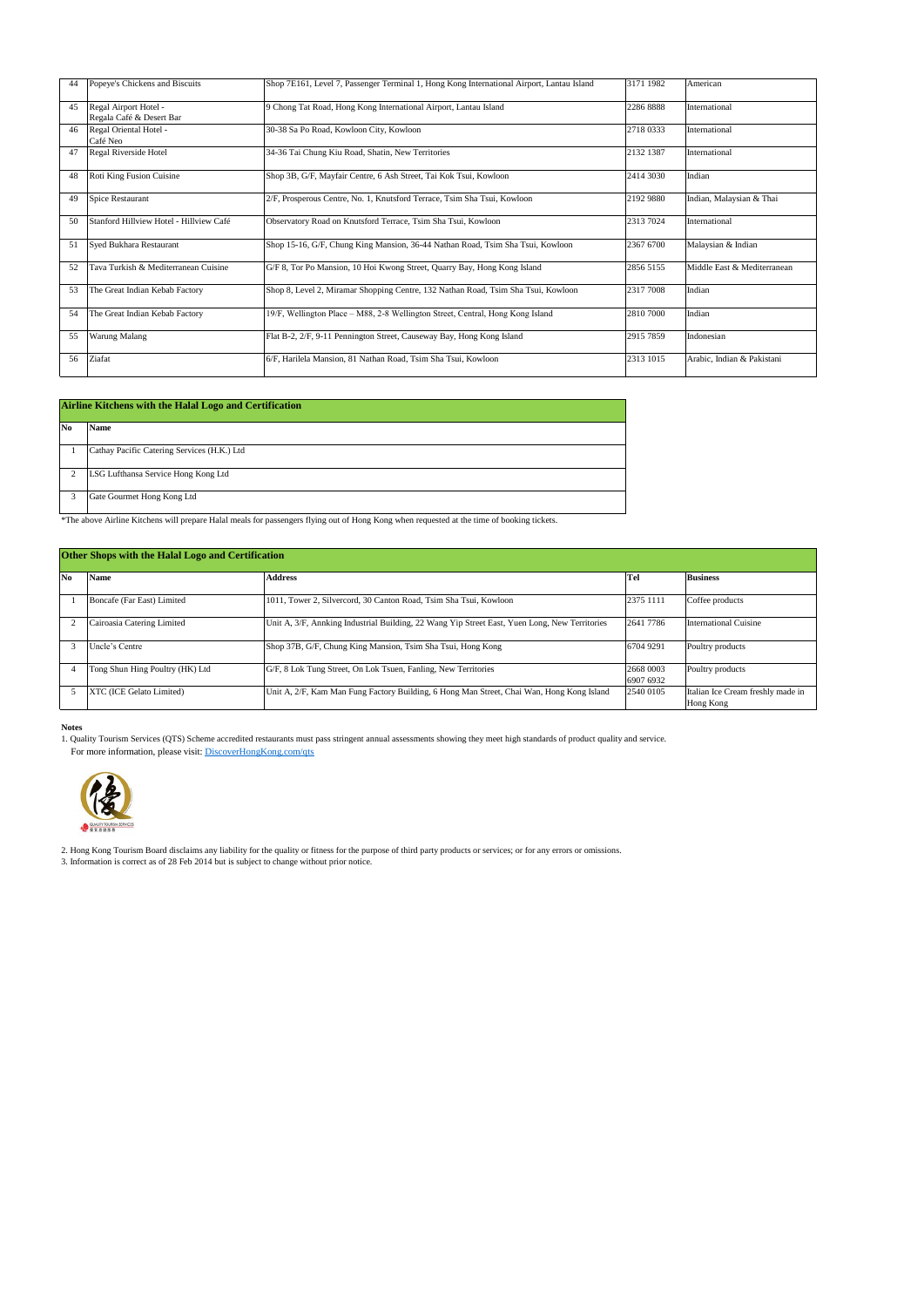| | | | | |
|---|---|---|---|---|
| 44 | Popeye's Chickens and Biscuits | Shop 7E161, Level 7, Passenger Terminal 1, Hong Kong International Airport, Lantau Island | 3171 1982 | American |
| 45 | Regal Airport Hotel - Regala Café & Desert Bar | 9 Chong Tat Road, Hong Kong International Airport, Lantau Island | 2286 8888 | International |
| 46 | Regal Oriental Hotel - Café Neo | 30-38 Sa Po Road, Kowloon City, Kowloon | 2718 0333 | International |
| 47 | Regal Riverside Hotel | 34-36 Tai Chung Kiu Road, Shatin, New Territories | 2132 1387 | International |
| 48 | Roti King Fusion Cuisine | Shop 3B, G/F, Mayfair Centre, 6 Ash Street, Tai Kok Tsui, Kowloon | 2414 3030 | Indian |
| 49 | Spice Restaurant | 2/F, Prosperous Centre, No. 1, Knutsford Terrace, Tsim Sha Tsui, Kowloon | 2192 9880 | Indian, Malaysian & Thai |
| 50 | Stanford Hillview Hotel - Hillview Café | Observatory Road on Knutsford Terrace, Tsim Sha Tsui, Kowloon | 2313 7024 | International |
| 51 | Syed Bukhara Restaurant | Shop 15-16, G/F, Chung King Mansion, 36-44 Nathan Road, Tsim Sha Tsui, Kowloon | 2367 6700 | Malaysian & Indian |
| 52 | Tava Turkish & Mediterranean Cuisine | G/F 8, Tor Po Mansion, 10 Hoi Kwong Street, Quarry Bay, Hong Kong Island | 2856 5155 | Middle East & Mediterranean |
| 53 | The Great Indian Kebab Factory | Shop 8, Level 2, Miramar Shopping Centre, 132 Nathan Road, Tsim Sha Tsui, Kowloon | 2317 7008 | Indian |
| 54 | The Great Indian Kebab Factory | 19/F, Wellington Place – M88, 2-8 Wellington Street, Central, Hong Kong Island | 2810 7000 | Indian |
| 55 | Warung Malang | Flat B-2, 2/F, 9-11 Pennington Street, Causeway Bay, Hong Kong Island | 2915 7859 | Indonesian |
| 56 | Ziafat | 6/F, Harilela Mansion, 81 Nathan Road, Tsim Sha Tsui, Kowloon | 2313 1015 | Arabic, Indian & Pakistani |

**Airline Kitchens with the Halal Logo and Certification**

| No | Name |
|---|---|
| 1 | Cathay Pacific Catering Services (H.K.) Ltd |
| 2 | LSG Lufthansa Service Hong Kong Ltd |
| 3 | Gate Gourmet Hong Kong Ltd |

*The above Airline Kitchens will prepare Halal meals for passengers flying out of Hong Kong when requested at the time of booking tickets.

**Other Shops with the Halal Logo and Certification**

| No | Name | Address | Tel | Business |
|---|---|---|---|---|
| 1 | Boncafe (Far East) Limited | 1011, Tower 2, Silvercord, 30 Canton Road, Tsim Sha Tsui, Kowloon | 2375 1111 | Coffee products |
| 2 | Cairoasia Catering Limited | Unit A, 3/F, Annking Industrial Building, 22 Wang Yip Street East, Yuen Long, New Territories | 2641 7786 | International Cuisine |
| 3 | Uncle's Centre | Shop 37B, G/F, Chung King Mansion, Tsim Sha Tsui, Hong Kong | 6704 9291 | Poultry products |
| 4 | Tong Shun Hing Poultry (HK) Ltd | G/F, 8 Lok Tung Street, On Lok Tsuen, Fanling, New Territories | 2668 0003 6907 6932 | Poultry products |
| 5 | XTC (ICE Gelato Limited) | Unit A, 2/F, Kam Man Fung Factory Building, 6 Hong Man Street, Chai Wan, Hong Kong Island | 2540 0105 | Italian Ice Cream freshly made in Hong Kong |

**Notes**

1. Quality Tourism Services (QTS) Scheme accredited restaurants must pass stringent annual assessments showing they meet high standards of product quality and service.
   For more information, please visit: DiscoverHongKong.com/qts

2. Hong Kong Tourism Board disclaims any liability for the quality or fitness for the purpose of third party products or services; or for any errors or omissions.
3. Information is correct as of 28 Feb 2014 but is subject to change without prior notice.